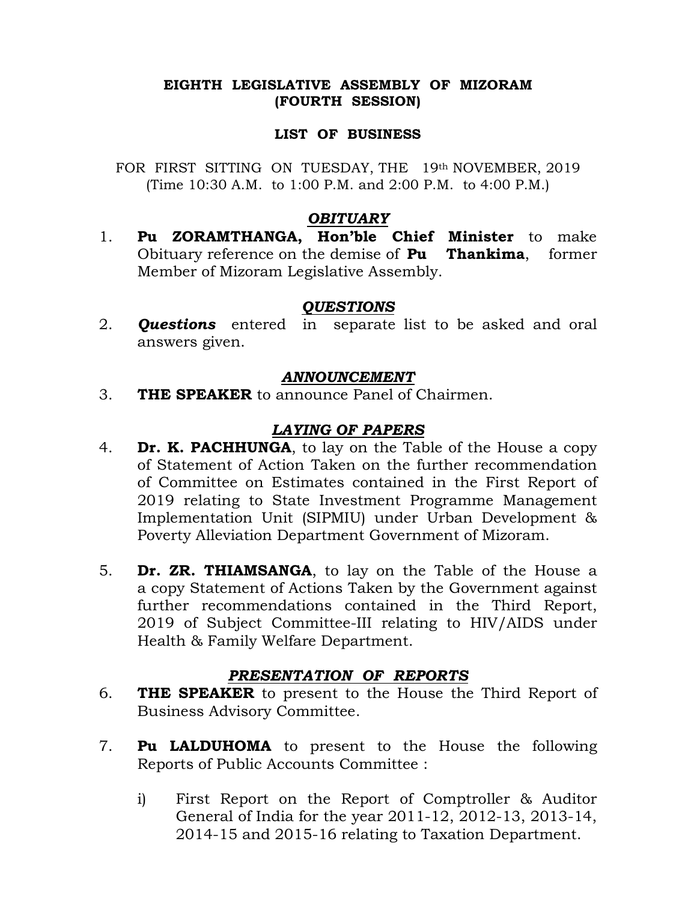**EIGHTH LEGISLATIVE ASSEMBLY OF MIZORAM**
**(FOURTH SESSION)**

**LIST OF BUSINESS**

FOR FIRST SITTING ON TUESDAY, THE 19th NOVEMBER, 2019
(Time 10:30 A.M. to 1:00 P.M. and 2:00 P.M. to 4:00 P.M.)

***OBITUARY***

1. **Pu ZORAMTHANGA, Hon'ble Chief Minister** to make Obituary reference on the demise of **Pu Thankima**, former Member of Mizoram Legislative Assembly.

***QUESTIONS***

2. ***Questions*** entered in separate list to be asked and oral answers given.

***ANNOUNCEMENT***

3. **THE SPEAKER** to announce Panel of Chairmen.

***LAYING OF PAPERS***

4. **Dr. K. PACHHUNGA**, to lay on the Table of the House a copy of Statement of Action Taken on the further recommendation of Committee on Estimates contained in the First Report of 2019 relating to State Investment Programme Management Implementation Unit (SIPMIU) under Urban Development & Poverty Alleviation Department Government of Mizoram.

5. **Dr. ZR. THIAMSANGA**, to lay on the Table of the House a a copy Statement of Actions Taken by the Government against further recommendations contained in the Third Report, 2019 of Subject Committee-III relating to HIV/AIDS under Health & Family Welfare Department.

***PRESENTATION OF REPORTS***

6. **THE SPEAKER** to present to the House the Third Report of Business Advisory Committee.

7. **Pu LALDUHOMA** to present to the House the following Reports of Public Accounts Committee :

   i) First Report on the Report of Comptroller & Auditor General of India for the year 2011-12, 2012-13, 2013-14, 2014-15 and 2015-16 relating to Taxation Department.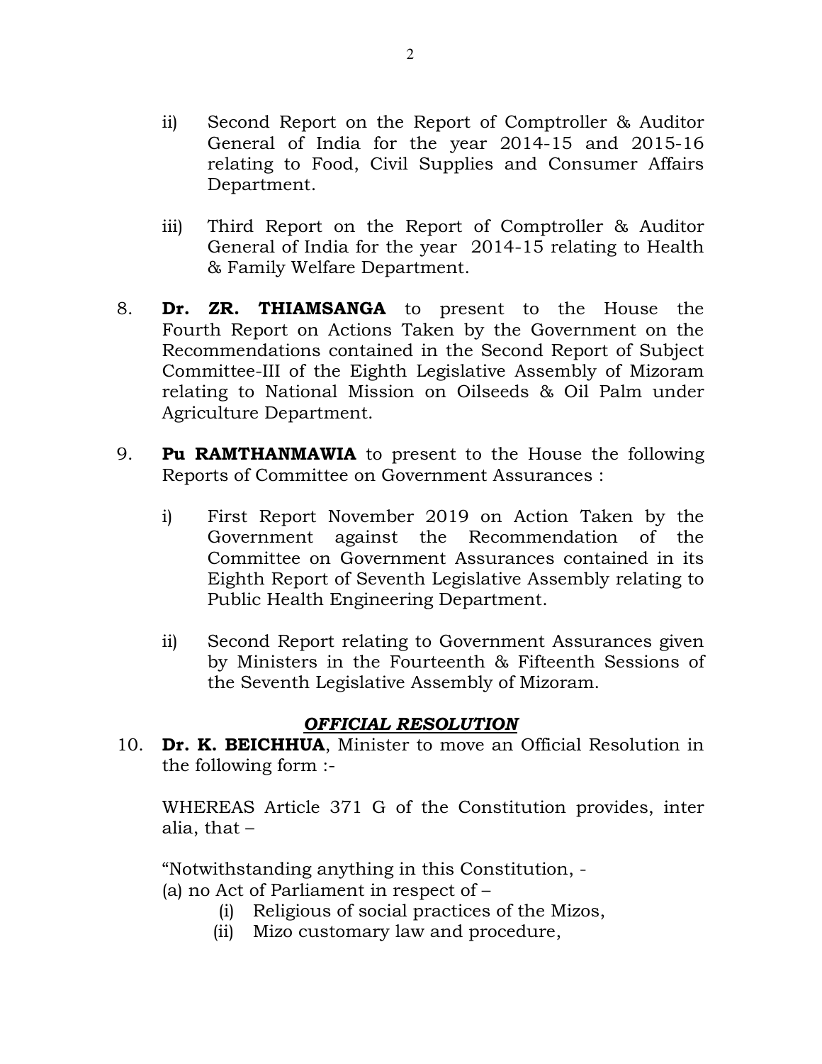ii) Second Report on the Report of Comptroller & Auditor General of India for the year 2014-15 and 2015-16 relating to Food, Civil Supplies and Consumer Affairs Department.

iii) Third Report on the Report of Comptroller & Auditor General of India for the year 2014-15 relating to Health & Family Welfare Department.

8. **Dr. ZR. THIAMSANGA** to present to the House the Fourth Report on Actions Taken by the Government on the Recommendations contained in the Second Report of Subject Committee-III of the Eighth Legislative Assembly of Mizoram relating to National Mission on Oilseeds & Oil Palm under Agriculture Department.

9. **Pu RAMTHANMAWIA** to present to the House the following Reports of Committee on Government Assurances :

   i) First Report November 2019 on Action Taken by the Government against the Recommendation of the Committee on Government Assurances contained in its Eighth Report of Seventh Legislative Assembly relating to Public Health Engineering Department.

   ii) Second Report relating to Government Assurances given by Ministers in the Fourteenth & Fifteenth Sessions of the Seventh Legislative Assembly of Mizoram.

## ***OFFICIAL RESOLUTION***

10. **Dr. K. BEICHHUA**, Minister to move an Official Resolution in the following form :-

    WHEREAS Article 371 G of the Constitution provides, inter alia, that –

    "Notwithstanding anything in this Constitution, -
    (a) no Act of Parliament in respect of –
        (i) Religious of social practices of the Mizos,
        (ii) Mizo customary law and procedure,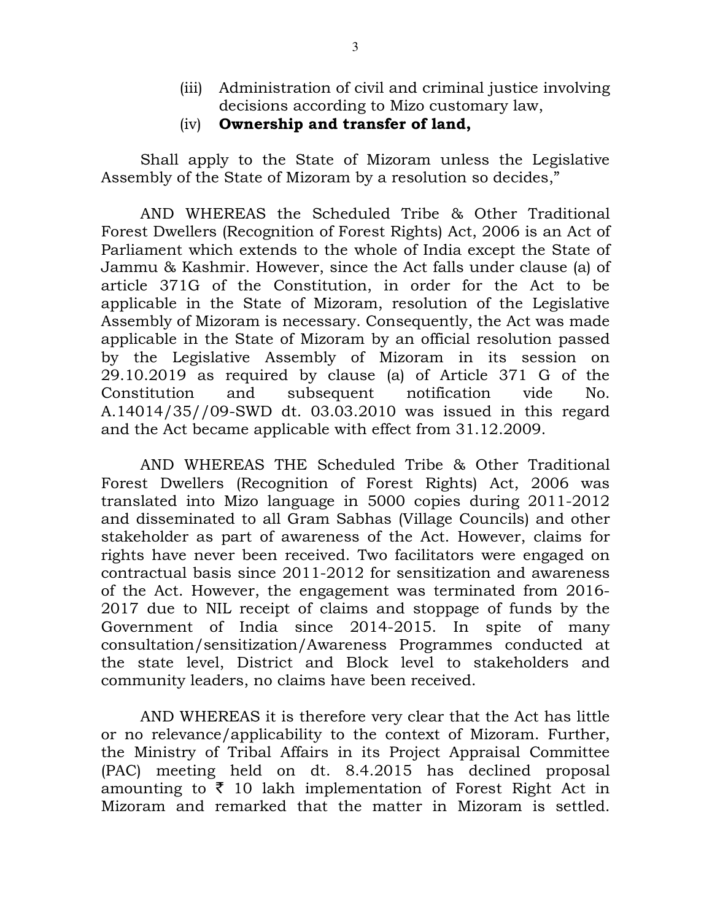(iii) Administration of civil and criminal justice involving decisions according to Mizo customary law,

(iv) **Ownership and transfer of land,**

Shall apply to the State of Mizoram unless the Legislative Assembly of the State of Mizoram by a resolution so decides,"

AND WHEREAS the Scheduled Tribe & Other Traditional Forest Dwellers (Recognition of Forest Rights) Act, 2006 is an Act of Parliament which extends to the whole of India except the State of Jammu & Kashmir. However, since the Act falls under clause (a) of article 371G of the Constitution, in order for the Act to be applicable in the State of Mizoram, resolution of the Legislative Assembly of Mizoram is necessary. Consequently, the Act was made applicable in the State of Mizoram by an official resolution passed by the Legislative Assembly of Mizoram in its session on 29.10.2019 as required by clause (a) of Article 371 G of the Constitution and subsequent notification vide No. A.14014/35//09-SWD dt. 03.03.2010 was issued in this regard and the Act became applicable with effect from 31.12.2009.

AND WHEREAS THE Scheduled Tribe & Other Traditional Forest Dwellers (Recognition of Forest Rights) Act, 2006 was translated into Mizo language in 5000 copies during 2011-2012 and disseminated to all Gram Sabhas (Village Councils) and other stakeholder as part of awareness of the Act. However, claims for rights have never been received. Two facilitators were engaged on contractual basis since 2011-2012 for sensitization and awareness of the Act. However, the engagement was terminated from 2016-2017 due to NIL receipt of claims and stoppage of funds by the Government of India since 2014-2015. In spite of many consultation/sensitization/Awareness Programmes conducted at the state level, District and Block level to stakeholders and community leaders, no claims have been received.

AND WHEREAS it is therefore very clear that the Act has little or no relevance/applicability to the context of Mizoram. Further, the Ministry of Tribal Affairs in its Project Appraisal Committee (PAC) meeting held on dt. 8.4.2015 has declined proposal amounting to ₹ 10 lakh implementation of Forest Right Act in Mizoram and remarked that the matter in Mizoram is settled.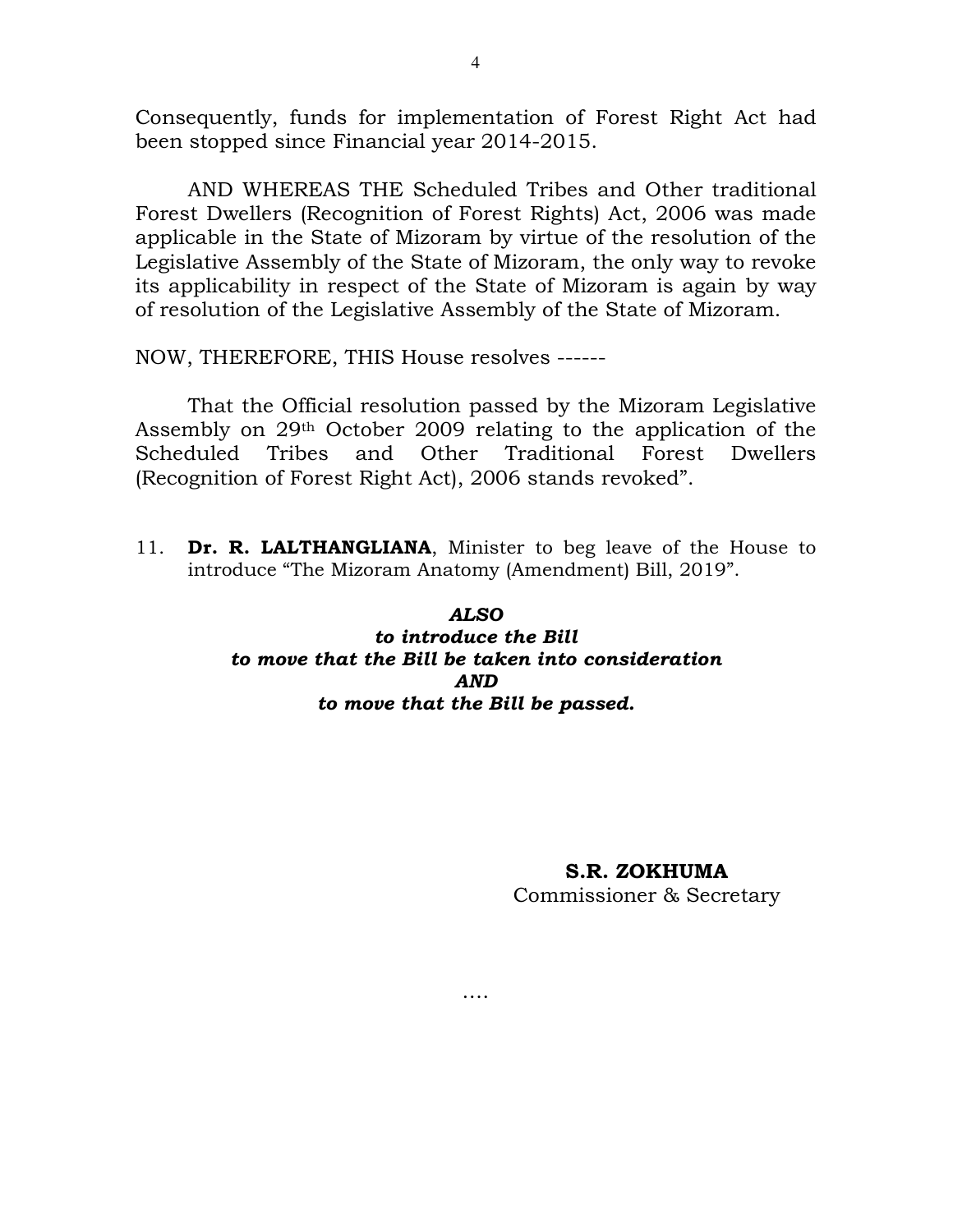Consequently, funds for implementation of Forest Right Act had been stopped since Financial year 2014-2015.

AND WHEREAS THE Scheduled Tribes and Other traditional Forest Dwellers (Recognition of Forest Rights) Act, 2006 was made applicable in the State of Mizoram by virtue of the resolution of the Legislative Assembly of the State of Mizoram, the only way to revoke its applicability in respect of the State of Mizoram is again by way of resolution of the Legislative Assembly of the State of Mizoram.

NOW, THEREFORE, THIS House resolves ------

That the Official resolution passed by the Mizoram Legislative Assembly on 29th October 2009 relating to the application of the Scheduled Tribes and Other Traditional Forest Dwellers (Recognition of Forest Right Act), 2006 stands revoked".

11. **Dr. R. LALTHANGLIANA**, Minister to beg leave of the House to introduce "The Mizoram Anatomy (Amendment) Bill, 2019".

***ALSO***
***to introduce the Bill***
***to move that the Bill be taken into consideration***
***AND***
***to move that the Bill be passed.***

**S.R. ZOKHUMA**
Commissioner & Secretary

….